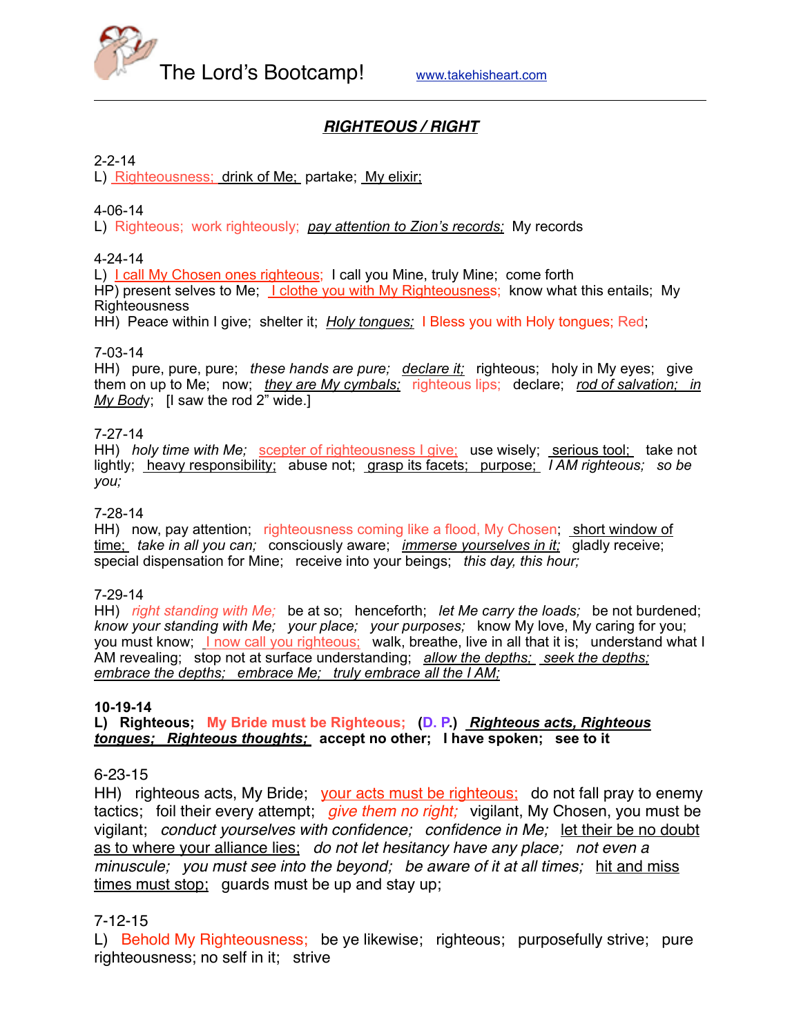# The Lord's Bootcamp!

www.takehisheart.com

---

## ***RIGHTEOUS / RIGHT***

2-2-14
L) Righteousness; drink of Me; partake; My elixir;

4-06-14
L) Righteous; work righteously; *pay attention to Zion's records;* My records

4-24-14
L) I call My Chosen ones righteous; I call you Mine, truly Mine; come forth
HP) present selves to Me; I clothe you with My Righteousness; know what this entails; My Righteousness
HH) Peace within I give; shelter it; *Holy tongues;* I Bless you with Holy tongues; Red;

7-03-14
HH) pure, pure, pure; *these hands are pure; declare it;* righteous; holy in My eyes; give them on up to Me; now; *they are My cymbals;* righteous lips; declare; *rod of salvation; in My Body*; [I saw the rod 2" wide.]

7-27-14
HH) *holy time with Me;* scepter of righteousness I give; use wisely; serious tool; take not lightly; heavy responsibility; abuse not; grasp its facets; purpose; *I AM righteous; so be you;*

7-28-14
HH) now, pay attention; righteousness coming like a flood, My Chosen; short window of time; *take in all you can;* consciously aware; *immerse yourselves in it;* gladly receive; special dispensation for Mine; receive into your beings; *this day, this hour;*

7-29-14
HH) *right standing with Me;* be at so; henceforth; *let Me carry the loads;* be not burdened; *know your standing with Me; your place; your purposes;* know My love, My caring for you; you must know; I now call you righteous; walk, breathe, live in all that it is; understand what I AM revealing; stop not at surface understanding; *allow the depths; seek the depths; embrace the depths; embrace Me; truly embrace all the I AM;*

**10-19-14**
**L) Righteous; My Bride must be Righteous; (D. P.) *Righteous acts, Righteous tongues; Righteous thoughts;* accept no other; I have spoken; see to it**

6-23-15
HH) righteous acts, My Bride; your acts must be righteous; do not fall pray to enemy tactics; foil their every attempt; *give them no right;* vigilant, My Chosen, you must be vigilant; *conduct yourselves with confidence; confidence in Me;* let their be no doubt as to where your alliance lies; *do not let hesitancy have any place; not even a minuscule; you must see into the beyond; be aware of it at all times;* hit and miss times must stop; guards must be up and stay up;

7-12-15
L) Behold My Righteousness; be ye likewise; righteous; purposefully strive; pure righteousness; no self in it; strive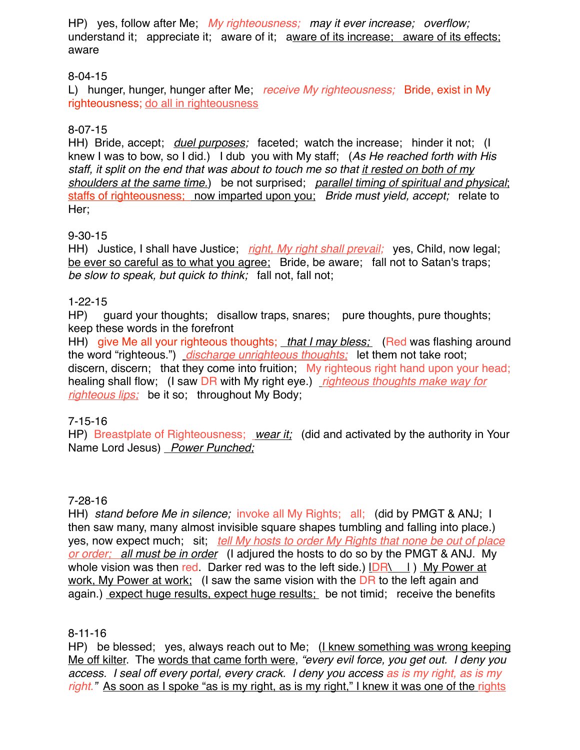HP) yes, follow after Me; *My righteousness; may it ever increase; overflow;* understand it; appreciate it; aware of it; aware of its increase; aware of its effects; aware

8-04-15
L) hunger, hunger, hunger after Me; *receive My righteousness;* Bride, exist in My righteousness; do all in righteousness

8-07-15
HH) Bride, accept; *duel purposes;* faceted; watch the increase; hinder it not; (I knew I was to bow, so I did.) I dub you with My staff; (*As He reached forth with His staff, it split on the end that was about to touch me so that it rested on both of my shoulders at the same time.*) be not surprised; *parallel timing of spiritual and physical*; staffs of righteousness; now imparted upon you; *Bride must yield, accept;* relate to Her;

9-30-15
HH) Justice, I shall have Justice; *right, My right shall prevail;* yes, Child, now legal; be ever so careful as to what you agree; Bride, be aware; fall not to Satan's traps; *be slow to speak, but quick to think;* fall not, fall not;

1-22-15
HP) guard your thoughts; disallow traps, snares; pure thoughts, pure thoughts; keep these words in the forefront
HH) give Me all your righteous thoughts; *that I may bless;* (Red was flashing around the word "righteous.") *discharge unrighteous thoughts;* let them not take root; discern, discern; that they come into fruition; My righteous right hand upon your head; healing shall flow; (I saw DR with My right eye.) *righteous thoughts make way for righteous lips;* be it so; throughout My Body;

7-15-16
HP) Breastplate of Righteousness; *wear it;* (did and activated by the authority in Your Name Lord Jesus) *Power Punched;*

7-28-16
HH) *stand before Me in silence;* invoke all My Rights; all; (did by PMGT & ANJ; I then saw many, many almost invisible square shapes tumbling and falling into place.) yes, now expect much; sit; *tell My hosts to order My Rights that none be out of place or order; all must be in order* (I adjured the hosts to do so by the PMGT & ANJ. My whole vision was then red. Darker red was to the left side.) |DR\ | ) My Power at work, My Power at work; (I saw the same vision with the DR to the left again and again.) expect huge results, expect huge results; be not timid; receive the benefits

8-11-16
HP) be blessed; yes, always reach out to Me; (I knew something was wrong keeping Me off kilter. The words that came forth were, *"every evil force, you get out. I deny you access. I seal off every portal, every crack. I deny you access as is my right, as is my right."* As soon as I spoke "as is my right, as is my right," I knew it was one of the rights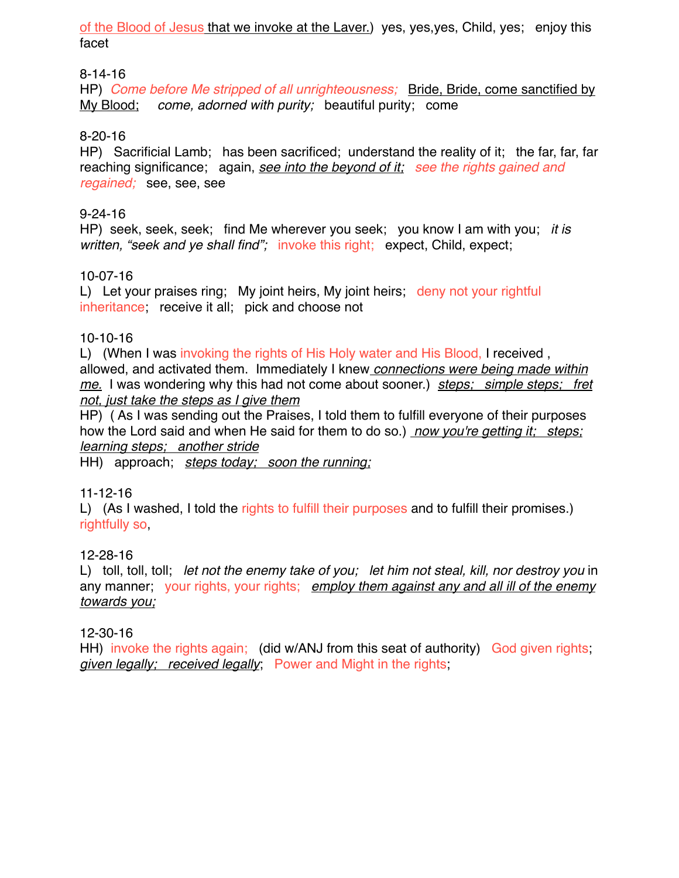of the Blood of Jesus <u>that we invoke at the Laver.</u>)  yes, yes,yes, Child, yes;   enjoy this facet

8-14-16
HP)  *Come before Me stripped of all unrighteousness;*  <u>Bride, Bride, come sanctified by My Blood;</u>   *come, adorned with purity;*  beautiful purity;  come

8-20-16
HP)  Sacrificial Lamb;  has been sacrificed;  understand the reality of it;  the far, far, far reaching significance;  again, <u>*see into the beyond of it;*</u>  *see the rights gained and regained;*  see, see, see

9-24-16
HP)  seek, seek, seek;  find Me wherever you seek;  you know I am with you;  *it is written, "seek and ye shall find";*  invoke this right;  expect, Child, expect;

10-07-16
L)  Let your praises ring;  My joint heirs, My joint heirs;  deny not your rightful inheritance;  receive it all;  pick and choose not

10-10-16
L)  (When I was invoking the rights of His Holy water and His Blood, I received , allowed, and activated them.  Immediately I knew <u>*connections were being made within me.*</u>  I was wondering why this had not come about sooner.)  <u>*steps;  simple steps;  fret not, just take the steps as I give them*</u>
HP)  ( As I was sending out the Praises, I told them to fulfill everyone of their purposes how the Lord said and when He said for them to do so.) <u>*now you're getting it;  steps; learning steps;  another stride*</u>
HH)  approach;  <u>*steps today;  soon the running;*</u>

11-12-16
L)  (As I washed, I told the rights to fulfill their purposes and to fulfill their promises.) rightfully so,

12-28-16
L)  toll, toll, toll;  *let not the enemy take of you;  let him not steal, kill, nor destroy you* in any manner;  your rights, your rights;  <u>*employ them against any and all ill of the enemy towards you;*</u>

12-30-16
HH)  invoke the rights again;  (did w/ANJ from this seat of authority)  God given rights; <u>*given legally;  received legally*</u>;  Power and Might in the rights;